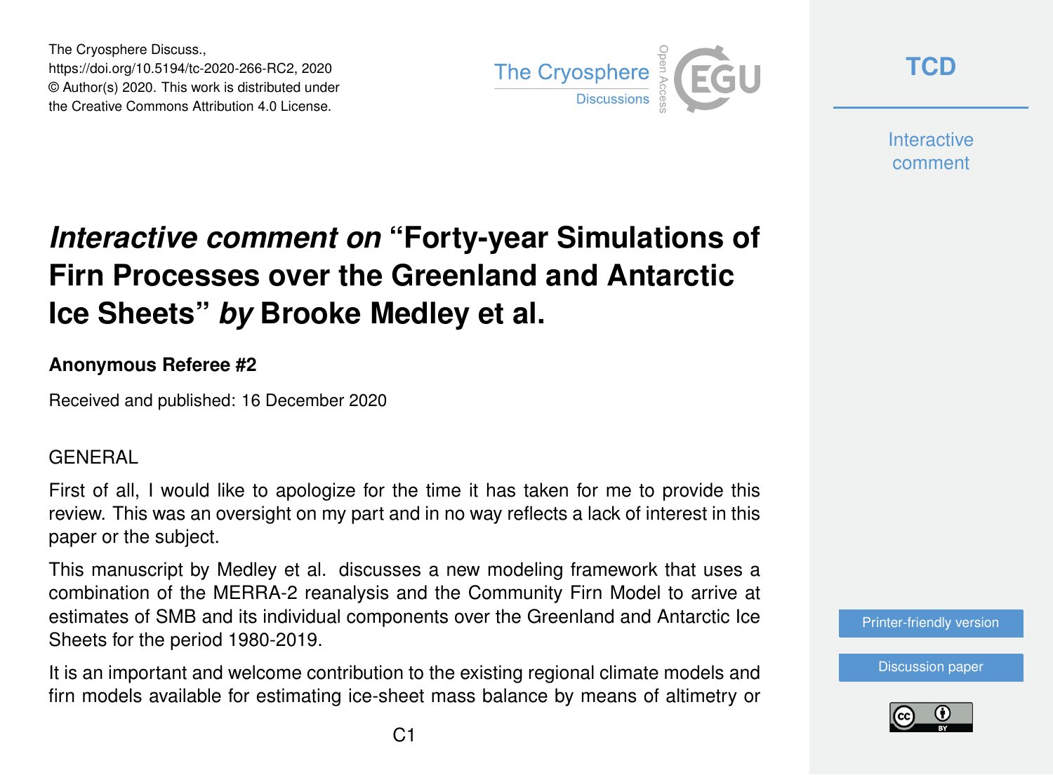The Cryosphere Discuss.,
https://doi.org/10.5194/tc-2020-266-RC2, 2020
© Author(s) 2020. This work is distributed under
the Creative Commons Attribution 4.0 License.

# *Interactive comment on* "Forty-year Simulations of Firn Processes over the Greenland and Antarctic Ice Sheets" *by* Brooke Medley et al.

### Anonymous Referee #2

Received and published: 16 December 2020

GENERAL

First of all, I would like to apologize for the time it has taken for me to provide this review. This was an oversight on my part and in no way reflects a lack of interest in this paper or the subject.

This manuscript by Medley et al. discusses a new modeling framework that uses a combination of the MERRA-2 reanalysis and the Community Firn Model to arrive at estimates of SMB and its individual components over the Greenland and Antarctic Ice Sheets for the period 1980-2019.

It is an important and welcome contribution to the existing regional climate models and firn models available for estimating ice-sheet mass balance by means of altimetry or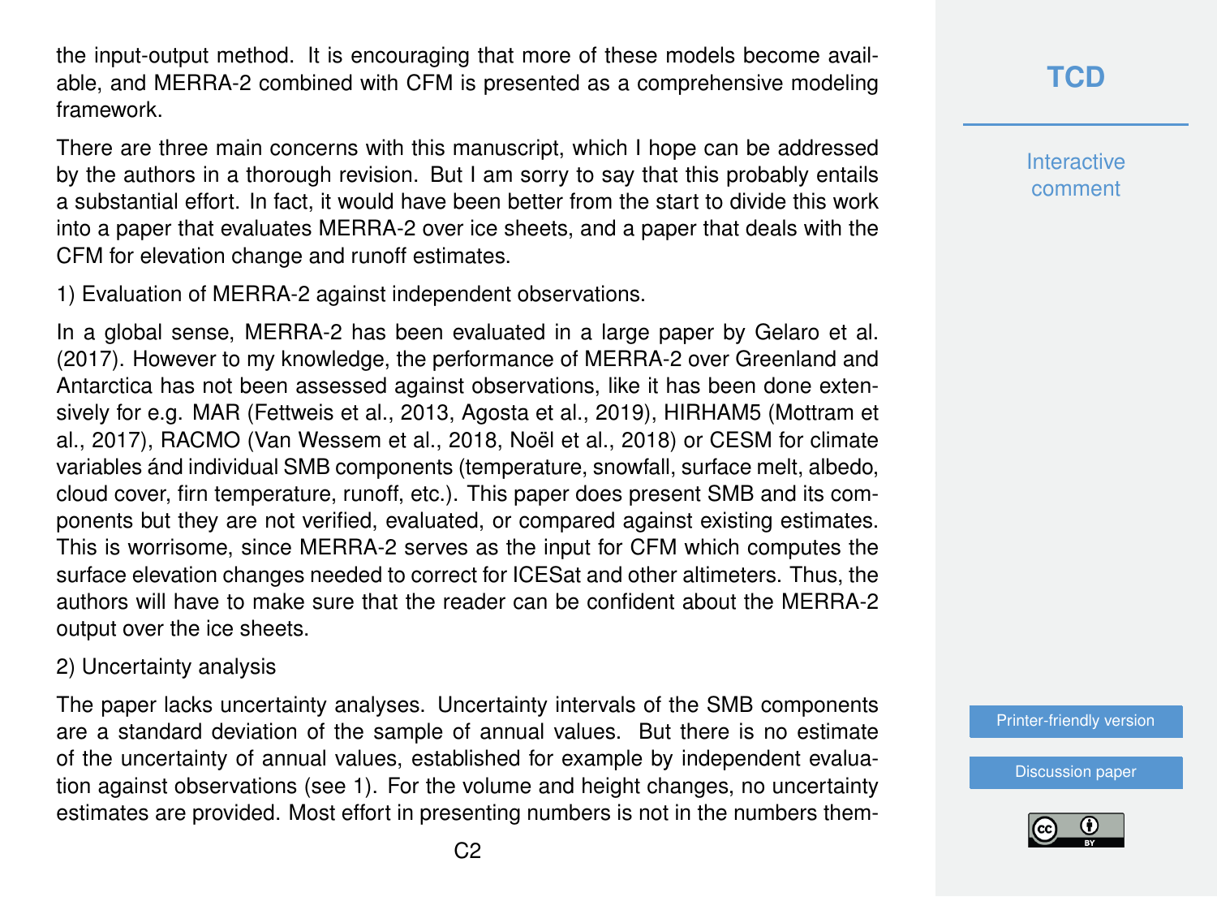the input-output method. It is encouraging that more of these models become available, and MERRA-2 combined with CFM is presented as a comprehensive modeling framework.

There are three main concerns with this manuscript, which I hope can be addressed by the authors in a thorough revision. But I am sorry to say that this probably entails a substantial effort. In fact, it would have been better from the start to divide this work into a paper that evaluates MERRA-2 over ice sheets, and a paper that deals with the CFM for elevation change and runoff estimates.

1) Evaluation of MERRA-2 against independent observations.

In a global sense, MERRA-2 has been evaluated in a large paper by Gelaro et al. (2017). However to my knowledge, the performance of MERRA-2 over Greenland and Antarctica has not been assessed against observations, like it has been done extensively for e.g. MAR (Fettweis et al., 2013, Agosta et al., 2019), HIRHAM5 (Mottram et al., 2017), RACMO (Van Wessem et al., 2018, Noël et al., 2018) or CESM for climate variables ánd individual SMB components (temperature, snowfall, surface melt, albedo, cloud cover, firn temperature, runoff, etc.). This paper does present SMB and its components but they are not verified, evaluated, or compared against existing estimates. This is worrisome, since MERRA-2 serves as the input for CFM which computes the surface elevation changes needed to correct for ICESat and other altimeters. Thus, the authors will have to make sure that the reader can be confident about the MERRA-2 output over the ice sheets.

2) Uncertainty analysis

The paper lacks uncertainty analyses. Uncertainty intervals of the SMB components are a standard deviation of the sample of annual values. But there is no estimate of the uncertainty of annual values, established for example by independent evaluation against observations (see 1). For the volume and height changes, no uncertainty estimates are provided. Most effort in presenting numbers is not in the numbers them-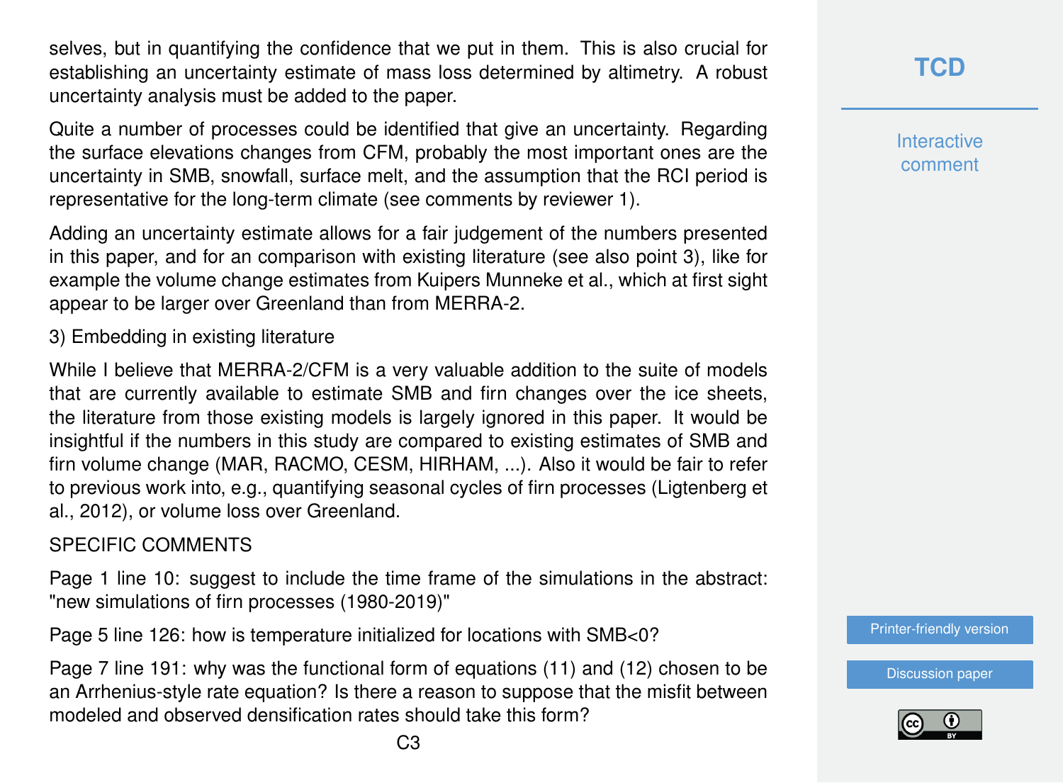selves, but in quantifying the confidence that we put in them. This is also crucial for establishing an uncertainty estimate of mass loss determined by altimetry. A robust uncertainty analysis must be added to the paper.

Quite a number of processes could be identified that give an uncertainty. Regarding the surface elevations changes from CFM, probably the most important ones are the uncertainty in SMB, snowfall, surface melt, and the assumption that the RCI period is representative for the long-term climate (see comments by reviewer 1).

Adding an uncertainty estimate allows for a fair judgement of the numbers presented in this paper, and for an comparison with existing literature (see also point 3), like for example the volume change estimates from Kuipers Munneke et al., which at first sight appear to be larger over Greenland than from MERRA-2.

3) Embedding in existing literature

While I believe that MERRA-2/CFM is a very valuable addition to the suite of models that are currently available to estimate SMB and firn changes over the ice sheets, the literature from those existing models is largely ignored in this paper. It would be insightful if the numbers in this study are compared to existing estimates of SMB and firn volume change (MAR, RACMO, CESM, HIRHAM, ...). Also it would be fair to refer to previous work into, e.g., quantifying seasonal cycles of firn processes (Ligtenberg et al., 2012), or volume loss over Greenland.

SPECIFIC COMMENTS

Page 1 line 10: suggest to include the time frame of the simulations in the abstract: "new simulations of firn processes (1980-2019)"

Page 5 line 126: how is temperature initialized for locations with SMB<0?

Page 7 line 191: why was the functional form of equations (11) and (12) chosen to be an Arrhenius-style rate equation? Is there a reason to suppose that the misfit between modeled and observed densification rates should take this form?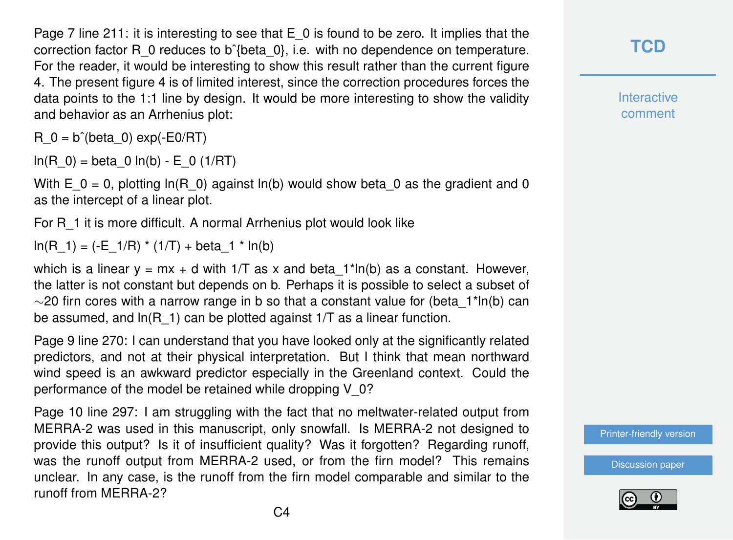Page 7 line 211: it is interesting to see that $E_0$ is found to be zero. It implies that the correction factor $R_0$ reduces to $b^{\beta_0}$, i.e. with no dependence on temperature. For the reader, it would be interesting to show this result rather than the current figure 4. The present figure 4 is of limited interest, since the correction procedures forces the data points to the 1:1 line by design. It would be more interesting to show the validity and behavior as an Arrhenius plot:

$$R_0 = b^{\beta_0} \exp(-E_0/RT)$$

$$\ln(R_0) = \beta_0 \ln(b) - E_0 (1/RT)$$

With $E_0 = 0$, plotting $\ln(R_0)$ against $\ln(b)$ would show $\beta_0$ as the gradient and 0 as the intercept of a linear plot.

For $R_1$ it is more difficult. A normal Arrhenius plot would look like

$$\ln(R_1) = (-E_1/R) * (1/T) + \beta_1 * \ln(b)$$

which is a linear $y = mx + d$ with $1/T$ as x and $\beta_1 * \ln(b)$ as a constant. However, the latter is not constant but depends on b. Perhaps it is possible to select a subset of ~20 firn cores with a narrow range in b so that a constant value for $(\beta_1 * \ln(b)$ can be assumed, and $\ln(R_1)$ can be plotted against $1/T$ as a linear function.

Page 9 line 270: I can understand that you have looked only at the significantly related predictors, and not at their physical interpretation. But I think that mean northward wind speed is an awkward predictor especially in the Greenland context. Could the performance of the model be retained while dropping $V_0$?

Page 10 line 297: I am struggling with the fact that no meltwater-related output from MERRA-2 was used in this manuscript, only snowfall. Is MERRA-2 not designed to provide this output? Is it of insufficient quality? Was it forgotten? Regarding runoff, was the runoff output from MERRA-2 used, or from the firn model? This remains unclear. In any case, is the runoff from the firn model comparable and similar to the runoff from MERRA-2?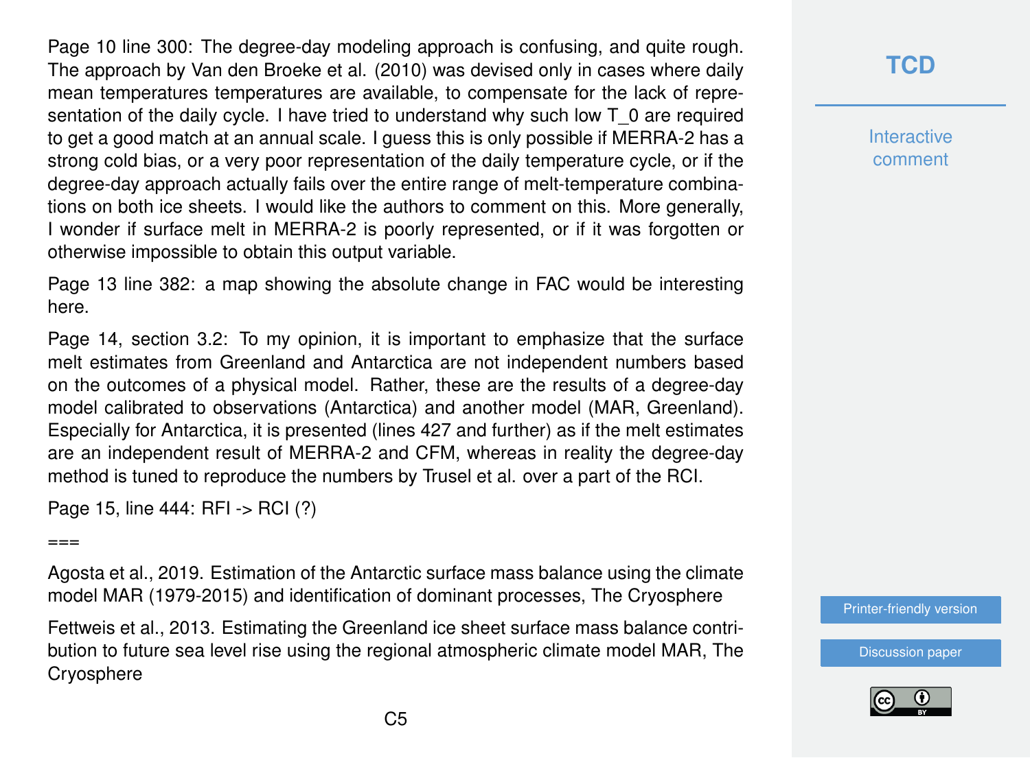Page 10 line 300: The degree-day modeling approach is confusing, and quite rough. The approach by Van den Broeke et al. (2010) was devised only in cases where daily mean temperatures temperatures are available, to compensate for the lack of representation of the daily cycle. I have tried to understand why such low $T_0$ are required to get a good match at an annual scale. I guess this is only possible if MERRA-2 has a strong cold bias, or a very poor representation of the daily temperature cycle, or if the degree-day approach actually fails over the entire range of melt-temperature combinations on both ice sheets. I would like the authors to comment on this. More generally, I wonder if surface melt in MERRA-2 is poorly represented, or if it was forgotten or otherwise impossible to obtain this output variable.

Page 13 line 382: a map showing the absolute change in FAC would be interesting here.

Page 14, section 3.2: To my opinion, it is important to emphasize that the surface melt estimates from Greenland and Antarctica are not independent numbers based on the outcomes of a physical model. Rather, these are the results of a degree-day model calibrated to observations (Antarctica) and another model (MAR, Greenland). Especially for Antarctica, it is presented (lines 427 and further) as if the melt estimates are an independent result of MERRA-2 and CFM, whereas in reality the degree-day method is tuned to reproduce the numbers by Trusel et al. over a part of the RCI.

Page 15, line 444: RFI -> RCI (?)

===

Agosta et al., 2019. Estimation of the Antarctic surface mass balance using the climate model MAR (1979-2015) and identification of dominant processes, The Cryosphere

Fettweis et al., 2013. Estimating the Greenland ice sheet surface mass balance contribution to future sea level rise using the regional atmospheric climate model MAR, The Cryosphere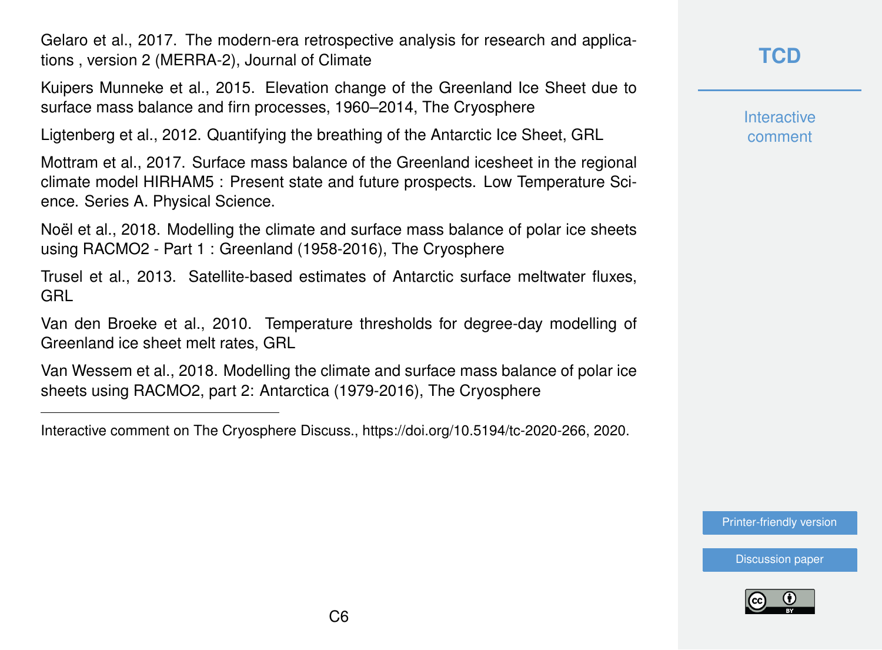Gelaro et al., 2017. The modern-era retrospective analysis for research and applications , version 2 (MERRA-2), Journal of Climate

Kuipers Munneke et al., 2015. Elevation change of the Greenland Ice Sheet due to surface mass balance and firn processes, 1960–2014, The Cryosphere

Ligtenberg et al., 2012. Quantifying the breathing of the Antarctic Ice Sheet, GRL

Mottram et al., 2017. Surface mass balance of the Greenland icesheet in the regional climate model HIRHAM5 : Present state and future prospects. Low Temperature Science. Series A. Physical Science.

Noël et al., 2018. Modelling the climate and surface mass balance of polar ice sheets using RACMO2 - Part 1 : Greenland (1958-2016), The Cryosphere

Trusel et al., 2013. Satellite-based estimates of Antarctic surface meltwater fluxes, GRL

Van den Broeke et al., 2010. Temperature thresholds for degree-day modelling of Greenland ice sheet melt rates, GRL

Van Wessem et al., 2018. Modelling the climate and surface mass balance of polar ice sheets using RACMO2, part 2: Antarctica (1979-2016), The Cryosphere

---

Interactive comment on The Cryosphere Discuss., https://doi.org/10.5194/tc-2020-266, 2020.